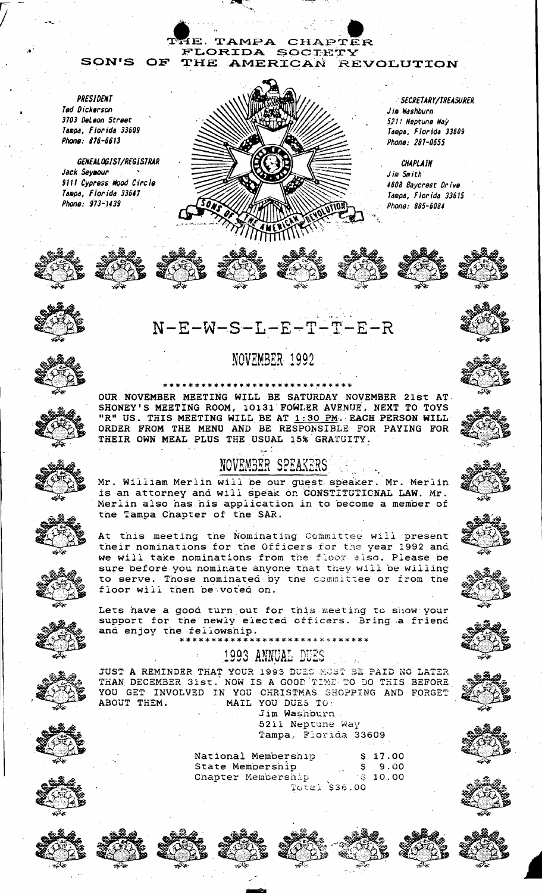# THE TAMPA CHAPTER
## FLORIDA SOCIETY
## SON'S OF THE AMERICAN REVOLUTION

**PRESIDENT**
Ted Dickerson
3703 DeLeon Street
Tampa, Florida 33609
Phone: 876-6613

**GENEALOGIST/REGISTRAR**
Jack Seymour
9111 Cypress Wood Circle
Tampa, Florida 33647
Phone: 973-1439

**SECRETARY/TREASURER**
Jim Washburn
5211 Neptune Way
Tampa, Florida 33609
Phone: 287-0655

**CHAPLAIN**
Jim Smith
4608 Baycrest Drive
Tampa, Florida 33615
Phone: 885-6084

# N-E-W-S-L-E-T-T-E-R

## NOVEMBER 1992

*****************************

OUR NOVEMBER MEETING WILL BE SATURDAY NOVEMBER 21st AT SHONEY'S MEETING ROOM, 10131 FOWLER AVENUE, NEXT TO TOYS "R" US. THIS MEETING WILL BE AT 1:30 PM. EACH PERSON WILL ORDER FROM THE MENU AND BE RESPONSIBLE FOR PAYING FOR THEIR OWN MEAL PLUS THE USUAL 15% GRATUITY.

## NOVEMBER SPEAKERS

Mr. William Merlin will be our guest speaker. Mr. Merlin is an attorney and will speak on **CONSTITUTIONAL LAW**. Mr. Merlin also has his application in to become a member of the Tampa Chapter of the SAR.

At this meeting the Nominating Committee will present their nominations for the Officers for the year 1992 and we will take nominations from the floor also. Please be sure before you nominate anyone that they will be willing to serve. Those nominated by the committee or from the floor will then be voted on.

Lets have a good turn out for this meeting to show your support for the newly elected officers. Bring a friend and enjoy the fellowship.

*****************************

## 1993 ANNUAL DUES

JUST A REMINDER THAT YOUR 1993 DUES MUST BE PAID NO LATER THAN DECEMBER 31st. NOW IS A GOOD TIME TO DO THIS BEFORE YOU GET INVOLVED IN YOU CHRISTMAS SHOPPING AND FORGET ABOUT THEM. MAIL YOU DUES TO:

Jim Washburn
5211 Neptune Way
Tampa, Florida 33609

| | |
|---|---|
| National Membership | $ 17.00 |
| State Membership | $ 9.00 |
| Chapter Membership | $ 10.00 |
| Total | $36.00 |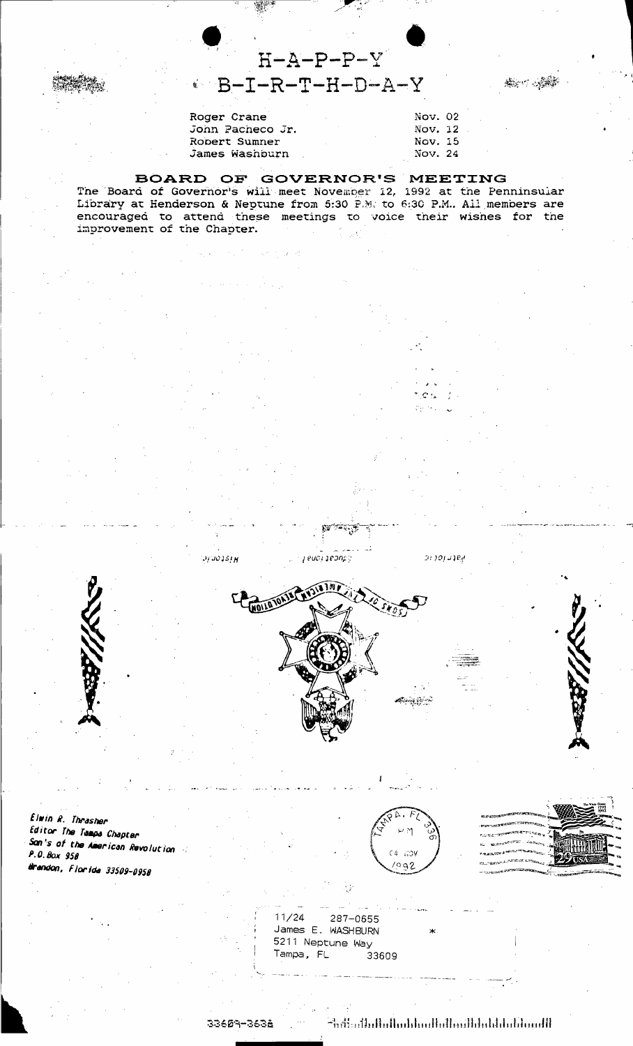# H-A-P-P-Y
# B-I-R-T-H-D-A-Y

| | |
|---|---|
| Roger Crane | Nov. 02 |
| John Pacheco Jr. | Nov. 12 |
| Robert Sumner | Nov. 15 |
| James Washburn | Nov. 24 |

## BOARD OF GOVERNOR'S MEETING

The Board of Governor's will meet November 12, 1992 at the Penninsular Library at Henderson & Neptune from 5:30 P.M. to 6:30 P.M.. All members are encouraged to attend these meetings to voice their wishes for the improvement of the Chapter.

*Elwin R. Thrasher*
*Editor The Tampa Chapter*
*Son's of the American Revolution*
*P.O. Box 958*
*Brandon, Florida 33509-0958*

TAMPA, FL 336
PM
04 NOV
1992

11/24 287-0655
James E. WASHBURN *
5211 Neptune Way
Tampa, FL 33609

33609-3638